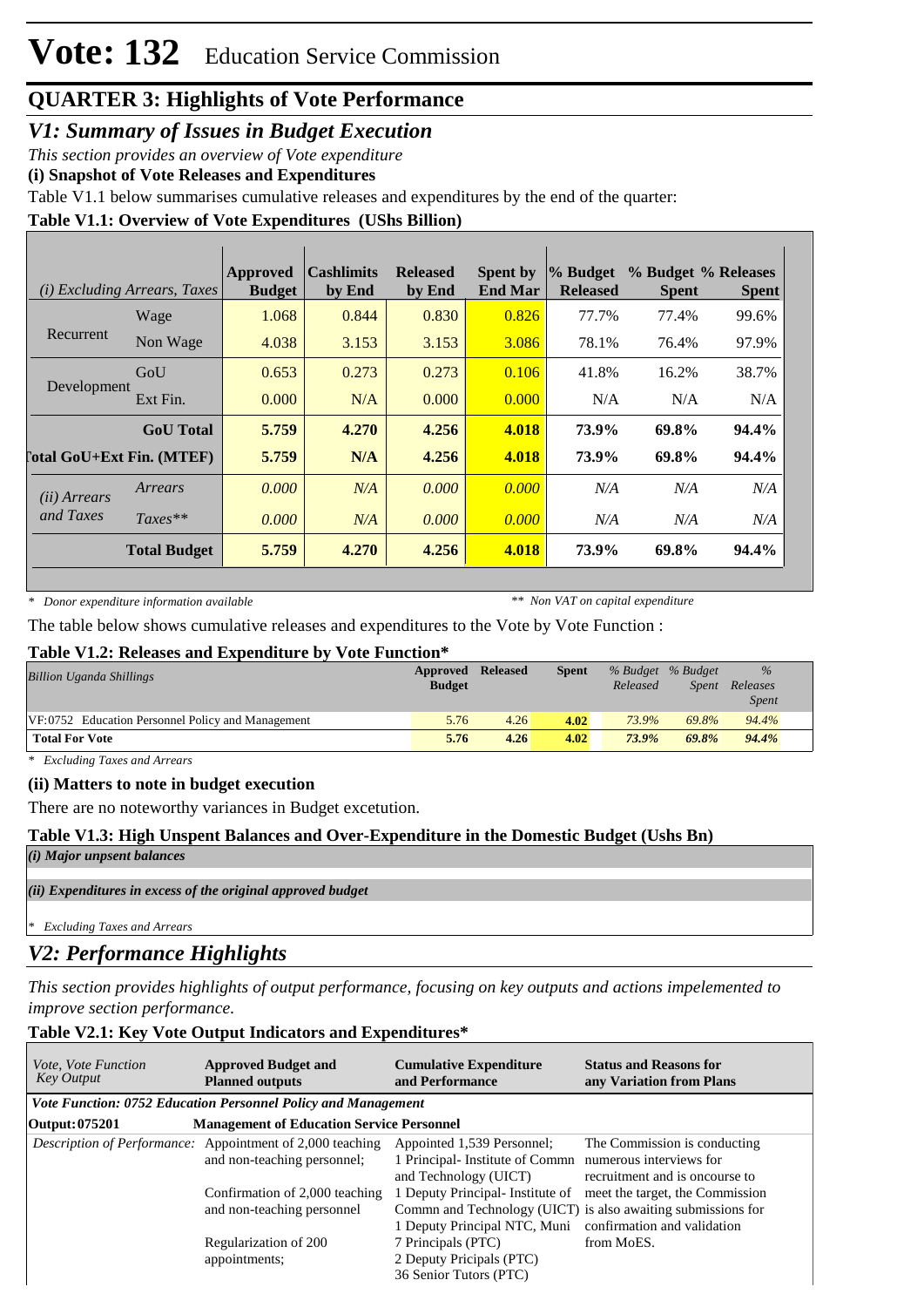# Vote: 132 Education Service Commission

## QUARTER 3: Highlights of Vote Performance

### V1: Summary of Issues in Budget Execution

*This section provides an overview of Vote expenditure*

**(i) Snapshot of Vote Releases and Expenditures**

Table V1.1 below summarises cumulative releases and expenditures by the end of the quarter:

**Table V1.1: Overview of Vote Expenditures (UShs Billion)**

| *(i) Excluding Arrears, Taxes* | | Approved Budget | Cashlimits by End | Released by End | Spent by End Mar | % Budget Released | % Budget Spent | % Releases Spent |
|---|---|---|---|---|---|---|---|---|
| Recurrent | Wage | 1.068 | 0.844 | 0.830 | 0.826 | 77.7% | 77.4% | 99.6% |
| | Non Wage | 4.038 | 3.153 | 3.153 | 3.086 | 78.1% | 76.4% | 97.9% |
| Development | GoU | 0.653 | 0.273 | 0.273 | 0.106 | 41.8% | 16.2% | 38.7% |
| | Ext Fin. | 0.000 | N/A | 0.000 | 0.000 | N/A | N/A | N/A |
| | **GoU Total** | **5.759** | **4.270** | **4.256** | **4.018** | **73.9%** | **69.8%** | **94.4%** |
| **Total GoU+Ext Fin. (MTEF)** | | **5.759** | **N/A** | **4.256** | **4.018** | **73.9%** | **69.8%** | **94.4%** |
| *(ii) Arrears and Taxes* | *Arrears* | *0.000* | *N/A* | *0.000* | *0.000* | *N/A* | *N/A* | *N/A* |
| | *Taxes*** | *0.000* | *N/A* | *0.000* | *0.000* | *N/A* | *N/A* | *N/A* |
| | **Total Budget** | **5.759** | **4.270** | **4.256** | **4.018** | **73.9%** | **69.8%** | **94.4%** |

*\* Donor expenditure information available* &nbsp;&nbsp;&nbsp; *\*\* Non VAT on capital expenditure*

The table below shows cumulative releases and expenditures to the Vote by Vote Function :

**Table V1.2: Releases and Expenditure by Vote Function***

| *Billion Uganda Shillings* | Approved Budget | Released | Spent | *% Budget Released* | *% Budget Spent* | *% Releases Spent* |
|---|---|---|---|---|---|---|
| VF:0752 Education Personnel Policy and Management | 5.76 | 4.26 | 4.02 | 73.9% | 69.8% | 94.4% |
| **Total For Vote** | **5.76** | **4.26** | **4.02** | ***73.9%*** | ***69.8%*** | ***94.4%*** |

*\* Excluding Taxes and Arrears*

**(ii) Matters to note in budget execution**

There are no noteworthy variances in Budget excetution.

**Table V1.3: High Unspent Balances and Over-Expenditure in the Domestic Budget (Ushs Bn)**

***(i) Major unpsent balances***

***(ii) Expenditures in excess of the original approved budget***

*\* Excluding Taxes and Arrears*

### V2: Performance Highlights

*This section provides highlights of output performance, focusing on key outputs and actions impelemented to improve section performance.*

**Table V2.1: Key Vote Output Indicators and Expenditures***

| *Vote, Vote Function Key Output* | Approved Budget and Planned outputs | Cumulative Expenditure and Performance | Status and Reasons for any Variation from Plans |
|---|---|---|---|
| ***Vote Function: 0752 Education Personnel Policy and Management*** | | | |
| **Output: 075201** | **Management of Education Service Personnel** | | |
| *Description of Performance:* | Appointment of 2,000 teaching and non-teaching personnel;<br><br>Confirmation of 2,000 teaching and non-teaching personnel<br><br>Regularization of 200 appointments; | Appointed 1,539 Personnel;<br>1 Principal- Institute of Commn and Technology (UICT)<br>1 Deputy Principal- Institute of Commn and Technology (UICT)<br>1 Deputy Principal NTC, Muni<br>7 Principals (PTC)<br>2 Deputy Pricipals (PTC)<br>36 Senior Tutors (PTC) | The Commission is conducting numerous interviews for recruitment and is oncourse to meet the target, the Commission is also awaiting submissions for confirmation and validation from MoES. |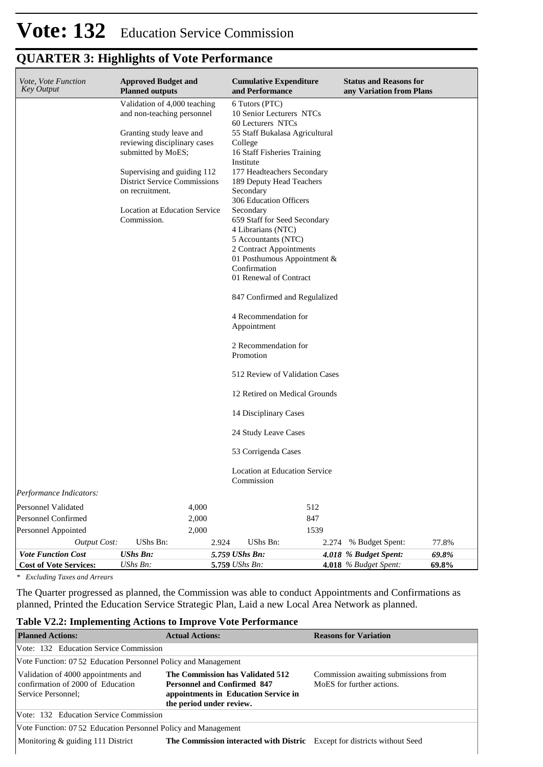# Vote: 132 Education Service Commission

## QUARTER 3: Highlights of Vote Performance

| *Vote, Vote Function Key Output* | **Approved Budget and Planned outputs** | **Cumulative Expenditure and Performance** | **Status and Reasons for any Variation from Plans** |
|---|---|---|---|
| | Validation of 4,000 teaching and non-teaching personnel<br><br>Granting study leave and reviewing disciplinary cases submitted by MoES;<br><br>Supervising and guiding 112 District Service Commissions on recruitment.<br><br>Location at Education Service Commission. | 6 Tutors (PTC)<br>10 Senior Lecturers NTCs<br>60 Lecturers NTCs<br>55 Staff Bukalasa Agricultural College<br>16 Staff Fisheries Training Institute<br>177 Headteachers Secondary<br>189 Deputy Head Teachers Secondary<br>306 Education Officers Secondary<br>659 Staff for Seed Secondary<br>4 Librarians (NTC)<br>5 Accountants (NTC)<br>2 Contract Appointments<br>01 Posthumous Appointment & Confirmation<br>01 Renewal of Contract<br><br>847 Confirmed and Regulalized<br><br>4 Recommendation for Appointment<br><br>2 Recommendation for Promotion<br><br>512 Review of Validation Cases<br><br>12 Retired on Medical Grounds<br><br>14 Disciplinary Cases<br><br>24 Study Leave Cases<br><br>53 Corrigenda Cases<br><br>Location at Education Service Commission | |
| *Performance Indicators:* | | | |
| Personnel Validated | 4,000 | 512 | |
| Personnel Confirmed | 2,000 | 847 | |
| Personnel Appointed | 2,000 | 1539 | |
| *Output Cost:* | UShs Bn: 2.924 | UShs Bn: 2.274 | % Budget Spent: 77.8% |
| ***Vote Function Cost*** | ***UShs Bn: 5.759*** | ***UShs Bn: 4.018*** | ***% Budget Spent: 69.8%*** |
| **Cost of Vote Services:** | *UShs Bn:* **5.759** | *UShs Bn:* **4.018** | *% Budget Spent:* **69.8%** |

*\* Excluding Taxes and Arrears*

The Quarter progressed as planned, the Commission was able to conduct Appointments and Confirmations as planned, Printed the Education Service Strategic Plan, Laid a new Local Area Network as planned.

### Table V2.2: Implementing Actions to Improve Vote Performance

| **Planned Actions:** | **Actual Actions:** | **Reasons for Variation** |
|---|---|---|
| Vote: 132 Education Service Commission | | |
| Vote Function: 07 52 Education Personnel Policy and Management | | |
| Validation of 4000 appointments and confirmation of 2000 of Education Service Personnel; | **The Commission has Validated 512 Personnel and Confirmed 847 appointments in Education Service in the period under review.** | Commission awaiting submissions from MoES for further actions. |
| Vote: 132 Education Service Commission | | |
| Vote Function: 07 52 Education Personnel Policy and Management | | |
| Monitoring & guiding 111 District | **The Commission interacted with Distric** | Except for districts without Seed |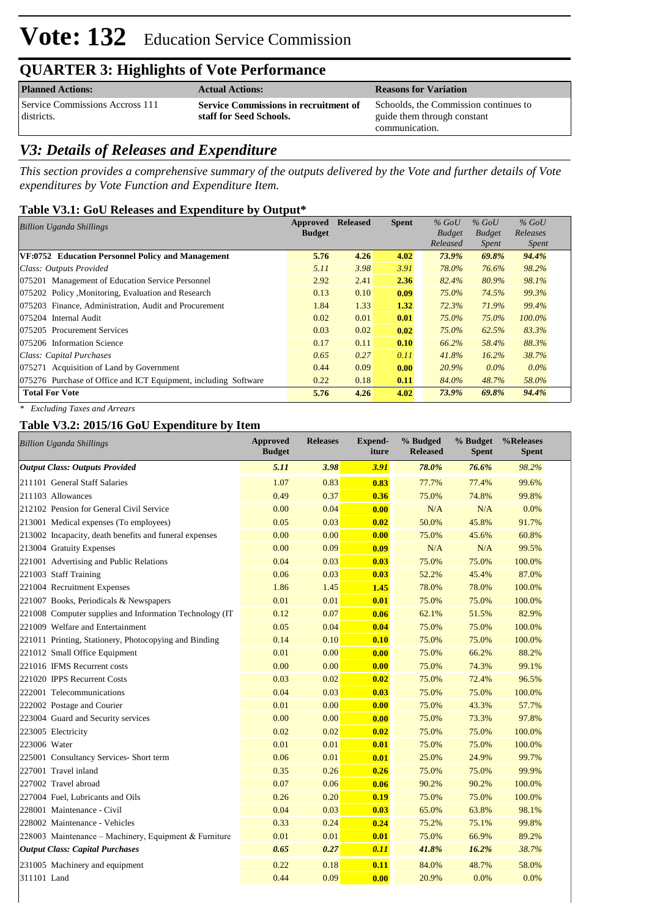# Vote: 132 Education Service Commission

## QUARTER 3: Highlights of Vote Performance

| Planned Actions: | Actual Actions: | Reasons for Variation |
|---|---|---|
| Service Commissions Accross 111 districts. | **Service Commissions in recruitment of staff for Seed Schools.** | Schoolds, the Commission continues to guide them through constant communication. |

## *V3: Details of Releases and Expenditure*

*This section provides a comprehensive summary of the outputs delivered by the Vote and further details of Vote expenditures by Vote Function and Expenditure Item.*

### Table V3.1: GoU Releases and Expenditure by Output*

| *Billion Uganda Shillings* | Approved Budget | Released | Spent | *% GoU Budget Released* | *% GoU Budget Spent* | *% GoU Releases Spent* |
|---|---|---|---|---|---|---|
| **VF:0752 Education Personnel Policy and Management** | **5.76** | **4.26** | **4.02** | ***73.9%*** | ***69.8%*** | ***94.4%*** |
| *Class: Outputs Provided* | *5.11* | *3.98* | *3.91* | *78.0%* | *76.6%* | *98.2%* |
| 075201 Management of Education Service Personnel | 2.92 | 2.41 | **2.36** | *82.4%* | *80.9%* | *98.1%* |
| 075202 Policy ,Monitoring, Evaluation and Research | 0.13 | 0.10 | **0.09** | *75.0%* | *74.5%* | *99.3%* |
| 075203 Finance, Administration, Audit and Procurement | 1.84 | 1.33 | **1.32** | *72.3%* | *71.9%* | *99.4%* |
| 075204 Internal Audit | 0.02 | 0.01 | **0.01** | *75.0%* | *75.0%* | *100.0%* |
| 075205 Procurement Services | 0.03 | 0.02 | **0.02** | *75.0%* | *62.5%* | *83.3%* |
| 075206 Information Science | 0.17 | 0.11 | **0.10** | *66.2%* | *58.4%* | *88.3%* |
| *Class: Capital Purchases* | *0.65* | *0.27* | *0.11* | *41.8%* | *16.2%* | *38.7%* |
| 075271 Acquisition of Land by Government | 0.44 | 0.09 | **0.00** | *20.9%* | *0.0%* | *0.0%* |
| 075276 Purchase of Office and ICT Equipment, including Software | 0.22 | 0.18 | **0.11** | *84.0%* | *48.7%* | *58.0%* |
| **Total For Vote** | **5.76** | **4.26** | **4.02** | ***73.9%*** | ***69.8%*** | ***94.4%*** |

*\* Excluding Taxes and Arrears*

### Table V3.2: 2015/16 GoU Expenditure by Item

| *Billion Uganda Shillings* | Approved Budget | Releases | Expend-iture | % Budgeted Released | % Budget Spent | %Releases Spent |
|---|---|---|---|---|---|---|
| ***Output Class: Outputs Provided*** | ***5.11*** | ***3.98*** | ***3.91*** | *78.0%* | *76.6%* | *98.2%* |
| 211101 General Staff Salaries | 1.07 | 0.83 | **0.83** | 77.7% | 77.4% | 99.6% |
| 211103 Allowances | 0.49 | 0.37 | **0.36** | 75.0% | 74.8% | 99.8% |
| 212102 Pension for General Civil Service | 0.00 | 0.04 | **0.00** | N/A | N/A | 0.0% |
| 213001 Medical expenses (To employees) | 0.05 | 0.03 | **0.02** | 50.0% | 45.8% | 91.7% |
| 213002 Incapacity, death benefits and funeral expenses | 0.00 | 0.00 | **0.00** | 75.0% | 45.6% | 60.8% |
| 213004 Gratuity Expenses | 0.00 | 0.09 | **0.09** | N/A | N/A | 99.5% |
| 221001 Advertising and Public Relations | 0.04 | 0.03 | **0.03** | 75.0% | 75.0% | 100.0% |
| 221003 Staff Training | 0.06 | 0.03 | **0.03** | 52.2% | 45.4% | 87.0% |
| 221004 Recruitment Expenses | 1.86 | 1.45 | **1.45** | 78.0% | 78.0% | 100.0% |
| 221007 Books, Periodicals & Newspapers | 0.01 | 0.01 | **0.01** | 75.0% | 75.0% | 100.0% |
| 221008 Computer supplies and Information Technology (IT | 0.12 | 0.07 | **0.06** | 62.1% | 51.5% | 82.9% |
| 221009 Welfare and Entertainment | 0.05 | 0.04 | **0.04** | 75.0% | 75.0% | 100.0% |
| 221011 Printing, Stationery, Photocopying and Binding | 0.14 | 0.10 | **0.10** | 75.0% | 75.0% | 100.0% |
| 221012 Small Office Equipment | 0.01 | 0.00 | **0.00** | 75.0% | 66.2% | 88.2% |
| 221016 IFMS Recurrent costs | 0.00 | 0.00 | **0.00** | 75.0% | 74.3% | 99.1% |
| 221020 IPPS Recurrent Costs | 0.03 | 0.02 | **0.02** | 75.0% | 72.4% | 96.5% |
| 222001 Telecommunications | 0.04 | 0.03 | **0.03** | 75.0% | 75.0% | 100.0% |
| 222002 Postage and Courier | 0.01 | 0.00 | **0.00** | 75.0% | 43.3% | 57.7% |
| 223004 Guard and Security services | 0.00 | 0.00 | **0.00** | 75.0% | 73.3% | 97.8% |
| 223005 Electricity | 0.02 | 0.02 | **0.02** | 75.0% | 75.0% | 100.0% |
| 223006 Water | 0.01 | 0.01 | **0.01** | 75.0% | 75.0% | 100.0% |
| 225001 Consultancy Services- Short term | 0.06 | 0.01 | **0.01** | 25.0% | 24.9% | 99.7% |
| 227001 Travel inland | 0.35 | 0.26 | **0.26** | 75.0% | 75.0% | 99.9% |
| 227002 Travel abroad | 0.07 | 0.06 | **0.06** | 90.2% | 90.2% | 100.0% |
| 227004 Fuel, Lubricants and Oils | 0.26 | 0.20 | **0.19** | 75.0% | 75.0% | 100.0% |
| 228001 Maintenance - Civil | 0.04 | 0.03 | **0.03** | 65.0% | 63.8% | 98.1% |
| 228002 Maintenance - Vehicles | 0.33 | 0.24 | **0.24** | 75.2% | 75.1% | 99.8% |
| 228003 Maintenance – Machinery, Equipment & Furniture | 0.01 | 0.01 | **0.01** | 75.0% | 66.9% | 89.2% |
| ***Output Class: Capital Purchases*** | ***0.65*** | ***0.27*** | ***0.11*** | ***41.8%*** | ***16.2%*** | *38.7%* |
| 231005 Machinery and equipment | 0.22 | 0.18 | **0.11** | 84.0% | 48.7% | 58.0% |
| 311101 Land | 0.44 | 0.09 | **0.00** | 20.9% | 0.0% | 0.0% |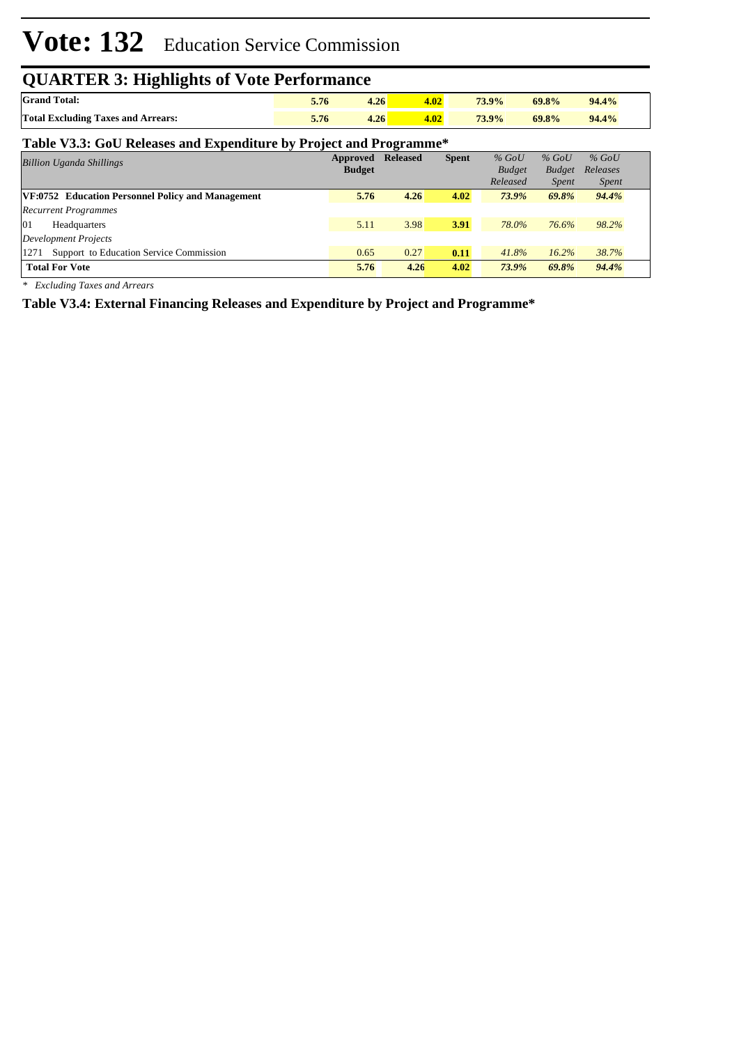# Vote: 132 Education Service Commission

## QUARTER 3: Highlights of Vote Performance

| | | | | | | |
|---|---|---|---|---|---|---|
| **Grand Total:** | **5.76** | **4.26** | **4.02** | **73.9%** | **69.8%** | **94.4%** |
| **Total Excluding Taxes and Arrears:** | **5.76** | **4.26** | **4.02** | **73.9%** | **69.8%** | **94.4%** |

### Table V3.3: GoU Releases and Expenditure by Project and Programme*

| *Billion Uganda Shillings* | Approved Budget | Released | Spent | *% GoU Budget Released* | *% GoU Budget Spent* | *% GoU Releases Spent* |
|---|---|---|---|---|---|---|
| **VF:0752 Education Personnel Policy and Management** | **5.76** | **4.26** | **4.02** | ***73.9%*** | ***69.8%*** | ***94.4%*** |
| *Recurrent Programmes* | | | | | | |
| 01 Headquarters | 5.11 | 3.98 | **3.91** | *78.0%* | *76.6%* | *98.2%* |
| *Development Projects* | | | | | | |
| 1271 Support to Education Service Commission | 0.65 | 0.27 | **0.11** | *41.8%* | *16.2%* | *38.7%* |
| **Total For Vote** | **5.76** | **4.26** | **4.02** | ***73.9%*** | ***69.8%*** | ***94.4%*** |

*\* Excluding Taxes and Arrears*

### Table V3.4: External Financing Releases and Expenditure by Project and Programme*